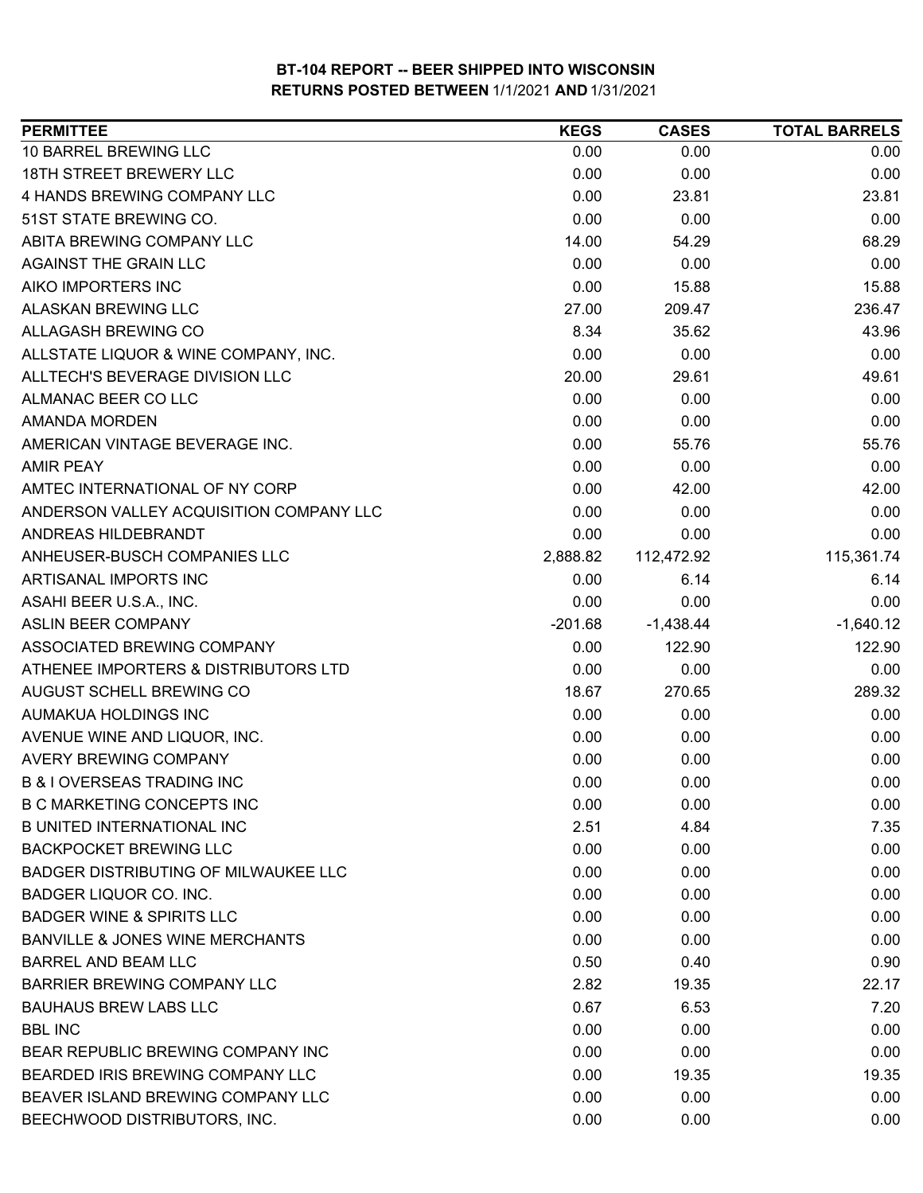# BT-104 REPORT -- BEER SHIPPED INTO WISCONSIN
## RETURNS POSTED BETWEEN 1/1/2021 AND 1/31/2021

| PERMITTEE | KEGS | CASES | TOTAL BARRELS |
|---|---|---|---|
| 10 BARREL BREWING LLC | 0.00 | 0.00 | 0.00 |
| 18TH STREET BREWERY LLC | 0.00 | 0.00 | 0.00 |
| 4 HANDS BREWING COMPANY LLC | 0.00 | 23.81 | 23.81 |
| 51ST STATE BREWING CO. | 0.00 | 0.00 | 0.00 |
| ABITA BREWING COMPANY LLC | 14.00 | 54.29 | 68.29 |
| AGAINST THE GRAIN LLC | 0.00 | 0.00 | 0.00 |
| AIKO IMPORTERS INC | 0.00 | 15.88 | 15.88 |
| ALASKAN BREWING LLC | 27.00 | 209.47 | 236.47 |
| ALLAGASH BREWING CO | 8.34 | 35.62 | 43.96 |
| ALLSTATE LIQUOR & WINE COMPANY, INC. | 0.00 | 0.00 | 0.00 |
| ALLTECH'S BEVERAGE DIVISION LLC | 20.00 | 29.61 | 49.61 |
| ALMANAC BEER CO LLC | 0.00 | 0.00 | 0.00 |
| AMANDA MORDEN | 0.00 | 0.00 | 0.00 |
| AMERICAN VINTAGE BEVERAGE INC. | 0.00 | 55.76 | 55.76 |
| AMIR PEAY | 0.00 | 0.00 | 0.00 |
| AMTEC INTERNATIONAL OF NY CORP | 0.00 | 42.00 | 42.00 |
| ANDERSON VALLEY ACQUISITION COMPANY LLC | 0.00 | 0.00 | 0.00 |
| ANDREAS HILDEBRANDT | 0.00 | 0.00 | 0.00 |
| ANHEUSER-BUSCH COMPANIES LLC | 2,888.82 | 112,472.92 | 115,361.74 |
| ARTISANAL IMPORTS INC | 0.00 | 6.14 | 6.14 |
| ASAHI BEER U.S.A., INC. | 0.00 | 0.00 | 0.00 |
| ASLIN BEER COMPANY | -201.68 | -1,438.44 | -1,640.12 |
| ASSOCIATED BREWING COMPANY | 0.00 | 122.90 | 122.90 |
| ATHENEE IMPORTERS & DISTRIBUTORS LTD | 0.00 | 0.00 | 0.00 |
| AUGUST SCHELL BREWING CO | 18.67 | 270.65 | 289.32 |
| AUMAKUA HOLDINGS INC | 0.00 | 0.00 | 0.00 |
| AVENUE WINE AND LIQUOR, INC. | 0.00 | 0.00 | 0.00 |
| AVERY BREWING COMPANY | 0.00 | 0.00 | 0.00 |
| B & I OVERSEAS TRADING INC | 0.00 | 0.00 | 0.00 |
| B C MARKETING CONCEPTS INC | 0.00 | 0.00 | 0.00 |
| B UNITED INTERNATIONAL INC | 2.51 | 4.84 | 7.35 |
| BACKPOCKET BREWING LLC | 0.00 | 0.00 | 0.00 |
| BADGER DISTRIBUTING OF MILWAUKEE LLC | 0.00 | 0.00 | 0.00 |
| BADGER LIQUOR CO. INC. | 0.00 | 0.00 | 0.00 |
| BADGER WINE & SPIRITS LLC | 0.00 | 0.00 | 0.00 |
| BANVILLE & JONES WINE MERCHANTS | 0.00 | 0.00 | 0.00 |
| BARREL AND BEAM LLC | 0.50 | 0.40 | 0.90 |
| BARRIER BREWING COMPANY LLC | 2.82 | 19.35 | 22.17 |
| BAUHAUS BREW LABS LLC | 0.67 | 6.53 | 7.20 |
| BBL INC | 0.00 | 0.00 | 0.00 |
| BEAR REPUBLIC BREWING COMPANY INC | 0.00 | 0.00 | 0.00 |
| BEARDED IRIS BREWING COMPANY LLC | 0.00 | 19.35 | 19.35 |
| BEAVER ISLAND BREWING COMPANY LLC | 0.00 | 0.00 | 0.00 |
| BEECHWOOD DISTRIBUTORS, INC. | 0.00 | 0.00 | 0.00 |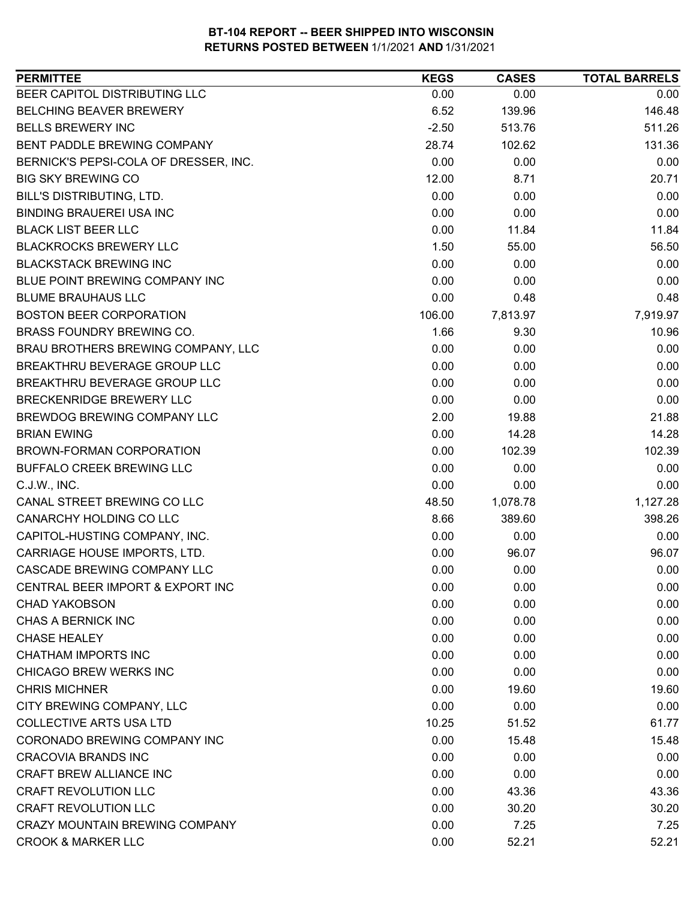# BT-104 REPORT -- BEER SHIPPED INTO WISCONSIN
## RETURNS POSTED BETWEEN 1/1/2021 AND 1/31/2021

| PERMITTEE | KEGS | CASES | TOTAL BARRELS |
|---|---|---|---|
| BEER CAPITOL DISTRIBUTING LLC | 0.00 | 0.00 | 0.00 |
| BELCHING BEAVER BREWERY | 6.52 | 139.96 | 146.48 |
| BELLS BREWERY INC | -2.50 | 513.76 | 511.26 |
| BENT PADDLE BREWING COMPANY | 28.74 | 102.62 | 131.36 |
| BERNICK'S PEPSI-COLA OF DRESSER, INC. | 0.00 | 0.00 | 0.00 |
| BIG SKY BREWING CO | 12.00 | 8.71 | 20.71 |
| BILL'S DISTRIBUTING, LTD. | 0.00 | 0.00 | 0.00 |
| BINDING BRAUEREI USA INC | 0.00 | 0.00 | 0.00 |
| BLACK LIST BEER LLC | 0.00 | 11.84 | 11.84 |
| BLACKROCKS BREWERY LLC | 1.50 | 55.00 | 56.50 |
| BLACKSTACK BREWING INC | 0.00 | 0.00 | 0.00 |
| BLUE POINT BREWING COMPANY INC | 0.00 | 0.00 | 0.00 |
| BLUME BRAUHAUS LLC | 0.00 | 0.48 | 0.48 |
| BOSTON BEER CORPORATION | 106.00 | 7,813.97 | 7,919.97 |
| BRASS FOUNDRY BREWING CO. | 1.66 | 9.30 | 10.96 |
| BRAU BROTHERS BREWING COMPANY, LLC | 0.00 | 0.00 | 0.00 |
| BREAKTHRU BEVERAGE GROUP LLC | 0.00 | 0.00 | 0.00 |
| BREAKTHRU BEVERAGE GROUP LLC | 0.00 | 0.00 | 0.00 |
| BRECKENRIDGE BREWERY LLC | 0.00 | 0.00 | 0.00 |
| BREWDOG BREWING COMPANY LLC | 2.00 | 19.88 | 21.88 |
| BRIAN EWING | 0.00 | 14.28 | 14.28 |
| BROWN-FORMAN CORPORATION | 0.00 | 102.39 | 102.39 |
| BUFFALO CREEK BREWING LLC | 0.00 | 0.00 | 0.00 |
| C.J.W., INC. | 0.00 | 0.00 | 0.00 |
| CANAL STREET BREWING CO LLC | 48.50 | 1,078.78 | 1,127.28 |
| CANARCHY HOLDING CO LLC | 8.66 | 389.60 | 398.26 |
| CAPITOL-HUSTING COMPANY, INC. | 0.00 | 0.00 | 0.00 |
| CARRIAGE HOUSE IMPORTS, LTD. | 0.00 | 96.07 | 96.07 |
| CASCADE BREWING COMPANY LLC | 0.00 | 0.00 | 0.00 |
| CENTRAL BEER IMPORT & EXPORT INC | 0.00 | 0.00 | 0.00 |
| CHAD YAKOBSON | 0.00 | 0.00 | 0.00 |
| CHAS A BERNICK INC | 0.00 | 0.00 | 0.00 |
| CHASE HEALEY | 0.00 | 0.00 | 0.00 |
| CHATHAM IMPORTS INC | 0.00 | 0.00 | 0.00 |
| CHICAGO BREW WERKS INC | 0.00 | 0.00 | 0.00 |
| CHRIS MICHNER | 0.00 | 19.60 | 19.60 |
| CITY BREWING COMPANY, LLC | 0.00 | 0.00 | 0.00 |
| COLLECTIVE ARTS USA LTD | 10.25 | 51.52 | 61.77 |
| CORONADO BREWING COMPANY INC | 0.00 | 15.48 | 15.48 |
| CRACOVIA BRANDS INC | 0.00 | 0.00 | 0.00 |
| CRAFT BREW ALLIANCE INC | 0.00 | 0.00 | 0.00 |
| CRAFT REVOLUTION LLC | 0.00 | 43.36 | 43.36 |
| CRAFT REVOLUTION LLC | 0.00 | 30.20 | 30.20 |
| CRAZY MOUNTAIN BREWING COMPANY | 0.00 | 7.25 | 7.25 |
| CROOK & MARKER LLC | 0.00 | 52.21 | 52.21 |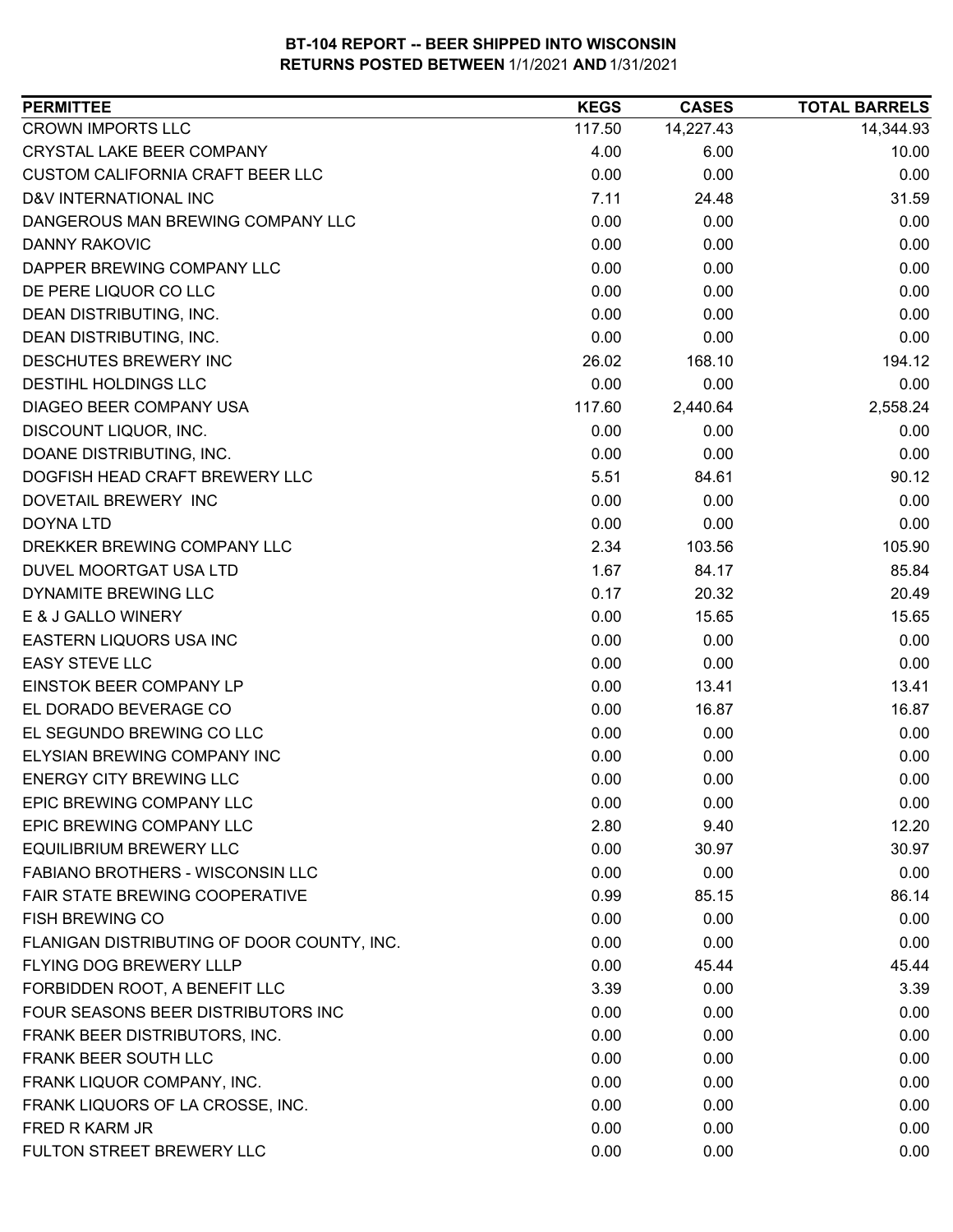# BT-104 REPORT -- BEER SHIPPED INTO WISCONSIN
## RETURNS POSTED BETWEEN 1/1/2021 AND 1/31/2021

| PERMITTEE | KEGS | CASES | TOTAL BARRELS |
|---|---|---|---|
| CROWN IMPORTS LLC | 117.50 | 14,227.43 | 14,344.93 |
| CRYSTAL LAKE BEER COMPANY | 4.00 | 6.00 | 10.00 |
| CUSTOM CALIFORNIA CRAFT BEER LLC | 0.00 | 0.00 | 0.00 |
| D&V INTERNATIONAL INC | 7.11 | 24.48 | 31.59 |
| DANGEROUS MAN BREWING COMPANY LLC | 0.00 | 0.00 | 0.00 |
| DANNY RAKOVIC | 0.00 | 0.00 | 0.00 |
| DAPPER BREWING COMPANY LLC | 0.00 | 0.00 | 0.00 |
| DE PERE LIQUOR CO LLC | 0.00 | 0.00 | 0.00 |
| DEAN DISTRIBUTING, INC. | 0.00 | 0.00 | 0.00 |
| DEAN DISTRIBUTING, INC. | 0.00 | 0.00 | 0.00 |
| DESCHUTES BREWERY INC | 26.02 | 168.10 | 194.12 |
| DESTIHL HOLDINGS LLC | 0.00 | 0.00 | 0.00 |
| DIAGEO BEER COMPANY USA | 117.60 | 2,440.64 | 2,558.24 |
| DISCOUNT LIQUOR, INC. | 0.00 | 0.00 | 0.00 |
| DOANE DISTRIBUTING, INC. | 0.00 | 0.00 | 0.00 |
| DOGFISH HEAD CRAFT BREWERY LLC | 5.51 | 84.61 | 90.12 |
| DOVETAIL BREWERY INC | 0.00 | 0.00 | 0.00 |
| DOYNA LTD | 0.00 | 0.00 | 0.00 |
| DREKKER BREWING COMPANY LLC | 2.34 | 103.56 | 105.90 |
| DUVEL MOORTGAT USA LTD | 1.67 | 84.17 | 85.84 |
| DYNAMITE BREWING LLC | 0.17 | 20.32 | 20.49 |
| E & J GALLO WINERY | 0.00 | 15.65 | 15.65 |
| EASTERN LIQUORS USA INC | 0.00 | 0.00 | 0.00 |
| EASY STEVE LLC | 0.00 | 0.00 | 0.00 |
| EINSTOK BEER COMPANY LP | 0.00 | 13.41 | 13.41 |
| EL DORADO BEVERAGE CO | 0.00 | 16.87 | 16.87 |
| EL SEGUNDO BREWING CO LLC | 0.00 | 0.00 | 0.00 |
| ELYSIAN BREWING COMPANY INC | 0.00 | 0.00 | 0.00 |
| ENERGY CITY BREWING LLC | 0.00 | 0.00 | 0.00 |
| EPIC BREWING COMPANY LLC | 0.00 | 0.00 | 0.00 |
| EPIC BREWING COMPANY LLC | 2.80 | 9.40 | 12.20 |
| EQUILIBRIUM BREWERY LLC | 0.00 | 30.97 | 30.97 |
| FABIANO BROTHERS - WISCONSIN LLC | 0.00 | 0.00 | 0.00 |
| FAIR STATE BREWING COOPERATIVE | 0.99 | 85.15 | 86.14 |
| FISH BREWING CO | 0.00 | 0.00 | 0.00 |
| FLANIGAN DISTRIBUTING OF DOOR COUNTY, INC. | 0.00 | 0.00 | 0.00 |
| FLYING DOG BREWERY LLLP | 0.00 | 45.44 | 45.44 |
| FORBIDDEN ROOT, A BENEFIT LLC | 3.39 | 0.00 | 3.39 |
| FOUR SEASONS BEER DISTRIBUTORS INC | 0.00 | 0.00 | 0.00 |
| FRANK BEER DISTRIBUTORS, INC. | 0.00 | 0.00 | 0.00 |
| FRANK BEER SOUTH LLC | 0.00 | 0.00 | 0.00 |
| FRANK LIQUOR COMPANY, INC. | 0.00 | 0.00 | 0.00 |
| FRANK LIQUORS OF LA CROSSE, INC. | 0.00 | 0.00 | 0.00 |
| FRED R KARM JR | 0.00 | 0.00 | 0.00 |
| FULTON STREET BREWERY LLC | 0.00 | 0.00 | 0.00 |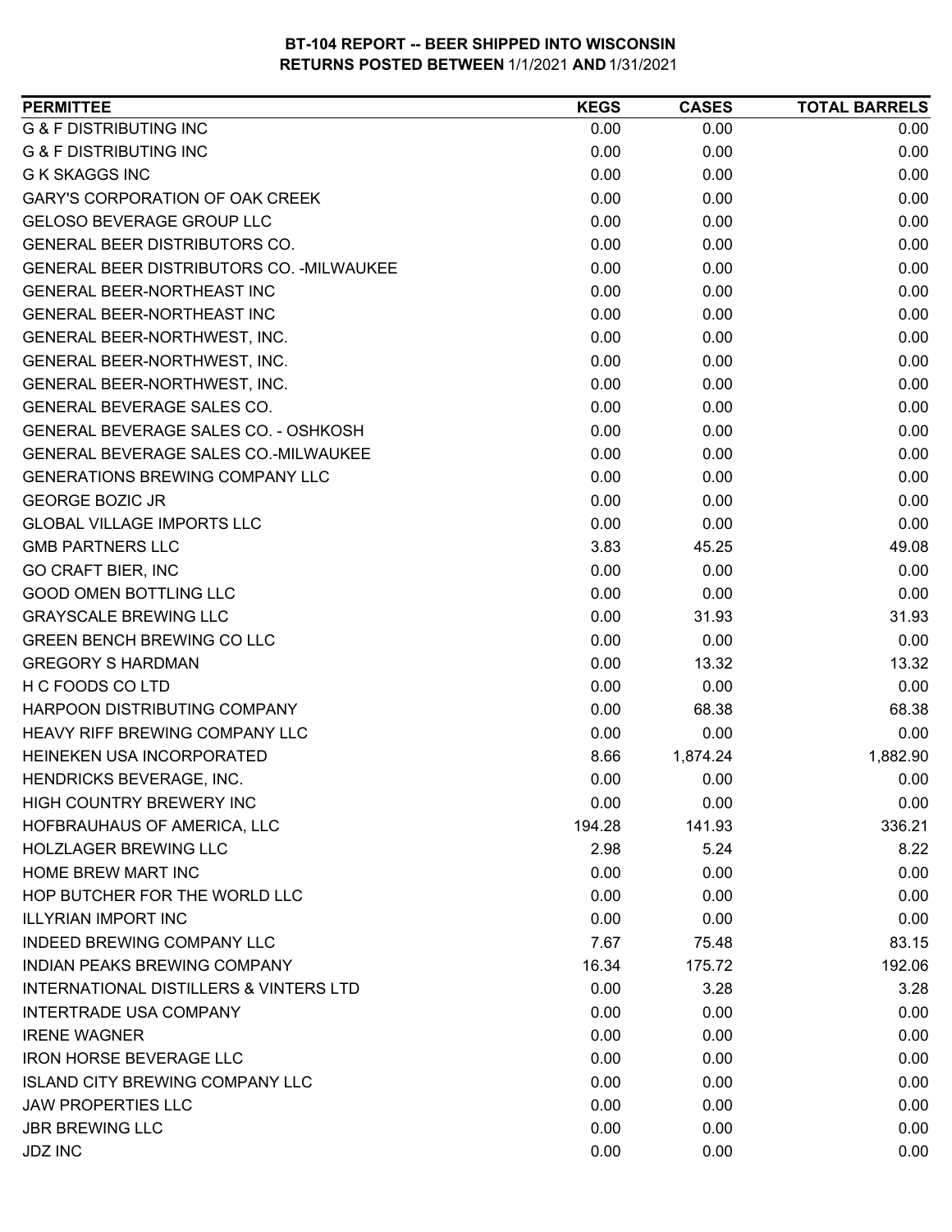**BT-104 REPORT -- BEER SHIPPED INTO WISCONSIN**
**RETURNS POSTED BETWEEN 1/1/2021 AND 1/31/2021**

| PERMITTEE | KEGS | CASES | TOTAL BARRELS |
|---|---|---|---|
| G & F DISTRIBUTING INC | 0.00 | 0.00 | 0.00 |
| G & F DISTRIBUTING INC | 0.00 | 0.00 | 0.00 |
| G K SKAGGS INC | 0.00 | 0.00 | 0.00 |
| GARY'S CORPORATION OF OAK CREEK | 0.00 | 0.00 | 0.00 |
| GELOSO BEVERAGE GROUP LLC | 0.00 | 0.00 | 0.00 |
| GENERAL BEER DISTRIBUTORS CO. | 0.00 | 0.00 | 0.00 |
| GENERAL BEER DISTRIBUTORS CO. -MILWAUKEE | 0.00 | 0.00 | 0.00 |
| GENERAL BEER-NORTHEAST INC | 0.00 | 0.00 | 0.00 |
| GENERAL BEER-NORTHEAST INC | 0.00 | 0.00 | 0.00 |
| GENERAL BEER-NORTHWEST, INC. | 0.00 | 0.00 | 0.00 |
| GENERAL BEER-NORTHWEST, INC. | 0.00 | 0.00 | 0.00 |
| GENERAL BEER-NORTHWEST, INC. | 0.00 | 0.00 | 0.00 |
| GENERAL BEVERAGE SALES CO. | 0.00 | 0.00 | 0.00 |
| GENERAL BEVERAGE SALES CO. - OSHKOSH | 0.00 | 0.00 | 0.00 |
| GENERAL BEVERAGE SALES CO.-MILWAUKEE | 0.00 | 0.00 | 0.00 |
| GENERATIONS BREWING COMPANY LLC | 0.00 | 0.00 | 0.00 |
| GEORGE BOZIC JR | 0.00 | 0.00 | 0.00 |
| GLOBAL VILLAGE IMPORTS LLC | 0.00 | 0.00 | 0.00 |
| GMB PARTNERS LLC | 3.83 | 45.25 | 49.08 |
| GO CRAFT BIER, INC | 0.00 | 0.00 | 0.00 |
| GOOD OMEN BOTTLING LLC | 0.00 | 0.00 | 0.00 |
| GRAYSCALE BREWING LLC | 0.00 | 31.93 | 31.93 |
| GREEN BENCH BREWING CO LLC | 0.00 | 0.00 | 0.00 |
| GREGORY S HARDMAN | 0.00 | 13.32 | 13.32 |
| H C FOODS CO LTD | 0.00 | 0.00 | 0.00 |
| HARPOON DISTRIBUTING COMPANY | 0.00 | 68.38 | 68.38 |
| HEAVY RIFF BREWING COMPANY LLC | 0.00 | 0.00 | 0.00 |
| HEINEKEN USA INCORPORATED | 8.66 | 1,874.24 | 1,882.90 |
| HENDRICKS BEVERAGE, INC. | 0.00 | 0.00 | 0.00 |
| HIGH COUNTRY BREWERY INC | 0.00 | 0.00 | 0.00 |
| HOFBRAUHAUS OF AMERICA, LLC | 194.28 | 141.93 | 336.21 |
| HOLZLAGER BREWING LLC | 2.98 | 5.24 | 8.22 |
| HOME BREW MART INC | 0.00 | 0.00 | 0.00 |
| HOP BUTCHER FOR THE WORLD LLC | 0.00 | 0.00 | 0.00 |
| ILLYRIAN IMPORT INC | 0.00 | 0.00 | 0.00 |
| INDEED BREWING COMPANY LLC | 7.67 | 75.48 | 83.15 |
| INDIAN PEAKS BREWING COMPANY | 16.34 | 175.72 | 192.06 |
| INTERNATIONAL DISTILLERS & VINTERS LTD | 0.00 | 3.28 | 3.28 |
| INTERTRADE USA COMPANY | 0.00 | 0.00 | 0.00 |
| IRENE WAGNER | 0.00 | 0.00 | 0.00 |
| IRON HORSE BEVERAGE LLC | 0.00 | 0.00 | 0.00 |
| ISLAND CITY BREWING COMPANY LLC | 0.00 | 0.00 | 0.00 |
| JAW PROPERTIES LLC | 0.00 | 0.00 | 0.00 |
| JBR BREWING LLC | 0.00 | 0.00 | 0.00 |
| JDZ INC | 0.00 | 0.00 | 0.00 |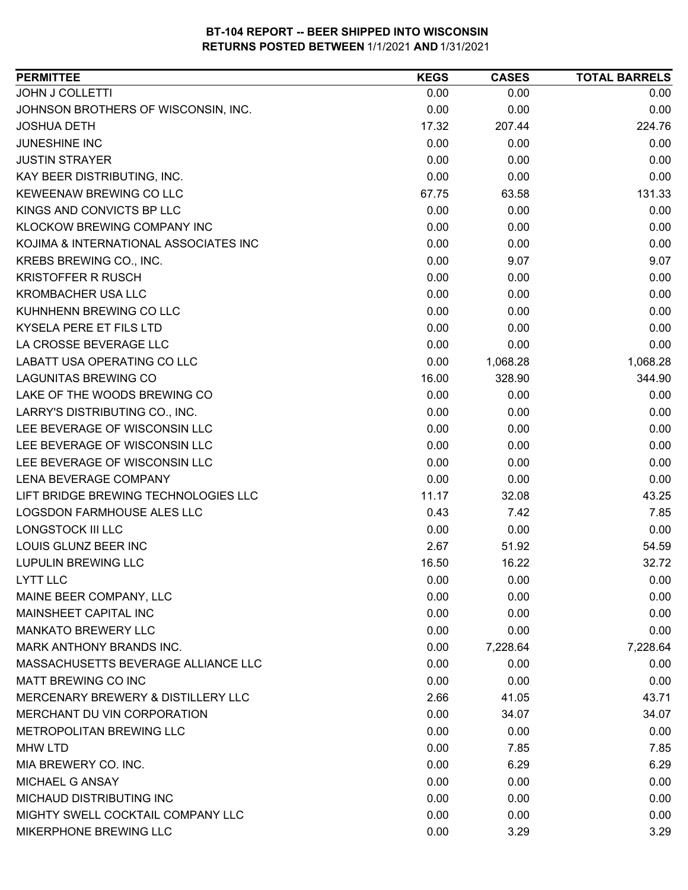## BT-104 REPORT -- BEER SHIPPED INTO WISCONSIN
## RETURNS POSTED BETWEEN 1/1/2021 AND 1/31/2021

| PERMITTEE | KEGS | CASES | TOTAL BARRELS |
|---|---|---|---|
| JOHN J COLLETTI | 0.00 | 0.00 | 0.00 |
| JOHNSON BROTHERS OF WISCONSIN, INC. | 0.00 | 0.00 | 0.00 |
| JOSHUA DETH | 17.32 | 207.44 | 224.76 |
| JUNESHINE INC | 0.00 | 0.00 | 0.00 |
| JUSTIN STRAYER | 0.00 | 0.00 | 0.00 |
| KAY BEER DISTRIBUTING, INC. | 0.00 | 0.00 | 0.00 |
| KEWEENAW BREWING CO LLC | 67.75 | 63.58 | 131.33 |
| KINGS AND CONVICTS BP LLC | 0.00 | 0.00 | 0.00 |
| KLOCKOW BREWING COMPANY INC | 0.00 | 0.00 | 0.00 |
| KOJIMA & INTERNATIONAL ASSOCIATES INC | 0.00 | 0.00 | 0.00 |
| KREBS BREWING CO., INC. | 0.00 | 9.07 | 9.07 |
| KRISTOFFER R RUSCH | 0.00 | 0.00 | 0.00 |
| KROMBACHER USA LLC | 0.00 | 0.00 | 0.00 |
| KUHNHENN BREWING CO LLC | 0.00 | 0.00 | 0.00 |
| KYSELA PERE ET FILS LTD | 0.00 | 0.00 | 0.00 |
| LA CROSSE BEVERAGE LLC | 0.00 | 0.00 | 0.00 |
| LABATT USA OPERATING CO LLC | 0.00 | 1,068.28 | 1,068.28 |
| LAGUNITAS BREWING CO | 16.00 | 328.90 | 344.90 |
| LAKE OF THE WOODS BREWING CO | 0.00 | 0.00 | 0.00 |
| LARRY'S DISTRIBUTING CO., INC. | 0.00 | 0.00 | 0.00 |
| LEE BEVERAGE OF WISCONSIN LLC | 0.00 | 0.00 | 0.00 |
| LEE BEVERAGE OF WISCONSIN LLC | 0.00 | 0.00 | 0.00 |
| LEE BEVERAGE OF WISCONSIN LLC | 0.00 | 0.00 | 0.00 |
| LENA BEVERAGE COMPANY | 0.00 | 0.00 | 0.00 |
| LIFT BRIDGE BREWING TECHNOLOGIES LLC | 11.17 | 32.08 | 43.25 |
| LOGSDON FARMHOUSE ALES LLC | 0.43 | 7.42 | 7.85 |
| LONGSTOCK III LLC | 0.00 | 0.00 | 0.00 |
| LOUIS GLUNZ BEER INC | 2.67 | 51.92 | 54.59 |
| LUPULIN BREWING LLC | 16.50 | 16.22 | 32.72 |
| LYTT LLC | 0.00 | 0.00 | 0.00 |
| MAINE BEER COMPANY, LLC | 0.00 | 0.00 | 0.00 |
| MAINSHEET CAPITAL INC | 0.00 | 0.00 | 0.00 |
| MANKATO BREWERY LLC | 0.00 | 0.00 | 0.00 |
| MARK ANTHONY BRANDS INC. | 0.00 | 7,228.64 | 7,228.64 |
| MASSACHUSETTS BEVERAGE ALLIANCE LLC | 0.00 | 0.00 | 0.00 |
| MATT BREWING CO INC | 0.00 | 0.00 | 0.00 |
| MERCENARY BREWERY & DISTILLERY LLC | 2.66 | 41.05 | 43.71 |
| MERCHANT DU VIN CORPORATION | 0.00 | 34.07 | 34.07 |
| METROPOLITAN BREWING LLC | 0.00 | 0.00 | 0.00 |
| MHW LTD | 0.00 | 7.85 | 7.85 |
| MIA BREWERY CO. INC. | 0.00 | 6.29 | 6.29 |
| MICHAEL G ANSAY | 0.00 | 0.00 | 0.00 |
| MICHAUD DISTRIBUTING INC | 0.00 | 0.00 | 0.00 |
| MIGHTY SWELL COCKTAIL COMPANY LLC | 0.00 | 0.00 | 0.00 |
| MIKERPHONE BREWING LLC | 0.00 | 3.29 | 3.29 |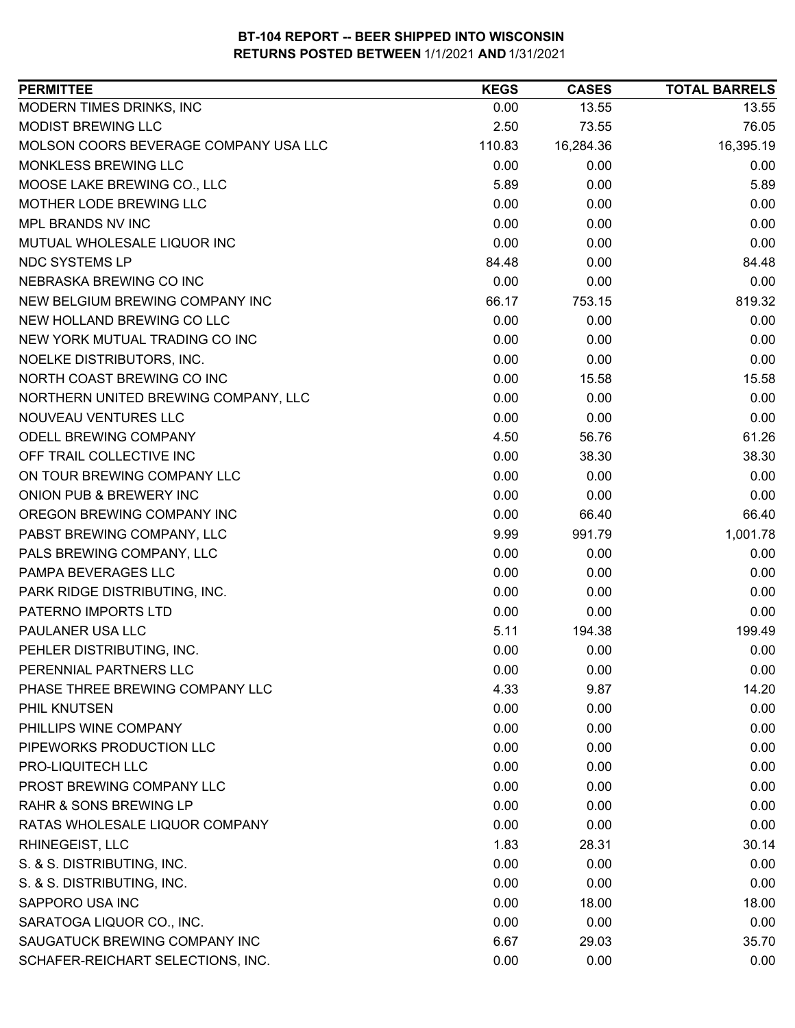**BT-104 REPORT -- BEER SHIPPED INTO WISCONSIN**
**RETURNS POSTED BETWEEN** 1/1/2021 **AND** 1/31/2021

| PERMITTEE | KEGS | CASES | TOTAL BARRELS |
|---|---|---|---|
| MODERN TIMES DRINKS, INC | 0.00 | 13.55 | 13.55 |
| MODIST BREWING LLC | 2.50 | 73.55 | 76.05 |
| MOLSON COORS BEVERAGE COMPANY USA LLC | 110.83 | 16,284.36 | 16,395.19 |
| MONKLESS BREWING LLC | 0.00 | 0.00 | 0.00 |
| MOOSE LAKE BREWING CO., LLC | 5.89 | 0.00 | 5.89 |
| MOTHER LODE BREWING LLC | 0.00 | 0.00 | 0.00 |
| MPL BRANDS NV INC | 0.00 | 0.00 | 0.00 |
| MUTUAL WHOLESALE LIQUOR INC | 0.00 | 0.00 | 0.00 |
| NDC SYSTEMS LP | 84.48 | 0.00 | 84.48 |
| NEBRASKA BREWING CO INC | 0.00 | 0.00 | 0.00 |
| NEW BELGIUM BREWING COMPANY INC | 66.17 | 753.15 | 819.32 |
| NEW HOLLAND BREWING CO LLC | 0.00 | 0.00 | 0.00 |
| NEW YORK MUTUAL TRADING CO INC | 0.00 | 0.00 | 0.00 |
| NOELKE DISTRIBUTORS, INC. | 0.00 | 0.00 | 0.00 |
| NORTH COAST BREWING CO INC | 0.00 | 15.58 | 15.58 |
| NORTHERN UNITED BREWING COMPANY, LLC | 0.00 | 0.00 | 0.00 |
| NOUVEAU VENTURES LLC | 0.00 | 0.00 | 0.00 |
| ODELL BREWING COMPANY | 4.50 | 56.76 | 61.26 |
| OFF TRAIL COLLECTIVE INC | 0.00 | 38.30 | 38.30 |
| ON TOUR BREWING COMPANY LLC | 0.00 | 0.00 | 0.00 |
| ONION PUB & BREWERY INC | 0.00 | 0.00 | 0.00 |
| OREGON BREWING COMPANY INC | 0.00 | 66.40 | 66.40 |
| PABST BREWING COMPANY, LLC | 9.99 | 991.79 | 1,001.78 |
| PALS BREWING COMPANY, LLC | 0.00 | 0.00 | 0.00 |
| PAMPA BEVERAGES LLC | 0.00 | 0.00 | 0.00 |
| PARK RIDGE DISTRIBUTING, INC. | 0.00 | 0.00 | 0.00 |
| PATERNO IMPORTS LTD | 0.00 | 0.00 | 0.00 |
| PAULANER USA LLC | 5.11 | 194.38 | 199.49 |
| PEHLER DISTRIBUTING, INC. | 0.00 | 0.00 | 0.00 |
| PERENNIAL PARTNERS LLC | 0.00 | 0.00 | 0.00 |
| PHASE THREE BREWING COMPANY LLC | 4.33 | 9.87 | 14.20 |
| PHIL KNUTSEN | 0.00 | 0.00 | 0.00 |
| PHILLIPS WINE COMPANY | 0.00 | 0.00 | 0.00 |
| PIPEWORKS PRODUCTION LLC | 0.00 | 0.00 | 0.00 |
| PRO-LIQUITECH LLC | 0.00 | 0.00 | 0.00 |
| PROST BREWING COMPANY LLC | 0.00 | 0.00 | 0.00 |
| RAHR & SONS BREWING LP | 0.00 | 0.00 | 0.00 |
| RATAS WHOLESALE LIQUOR COMPANY | 0.00 | 0.00 | 0.00 |
| RHINEGEIST, LLC | 1.83 | 28.31 | 30.14 |
| S. & S. DISTRIBUTING, INC. | 0.00 | 0.00 | 0.00 |
| S. & S. DISTRIBUTING, INC. | 0.00 | 0.00 | 0.00 |
| SAPPORO USA INC | 0.00 | 18.00 | 18.00 |
| SARATOGA LIQUOR CO., INC. | 0.00 | 0.00 | 0.00 |
| SAUGATUCK BREWING COMPANY INC | 6.67 | 29.03 | 35.70 |
| SCHAFER-REICHART SELECTIONS, INC. | 0.00 | 0.00 | 0.00 |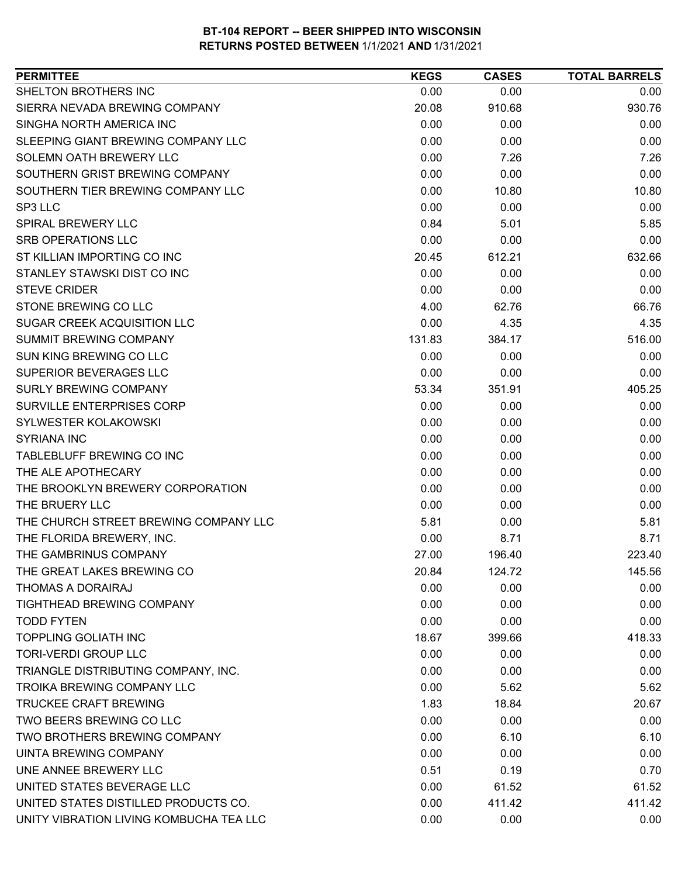**BT-104 REPORT -- BEER SHIPPED INTO WISCONSIN**
**RETURNS POSTED BETWEEN 1/1/2021 AND 1/31/2021**

| PERMITTEE | KEGS | CASES | TOTAL BARRELS |
|---|---|---|---|
| SHELTON BROTHERS INC | 0.00 | 0.00 | 0.00 |
| SIERRA NEVADA BREWING COMPANY | 20.08 | 910.68 | 930.76 |
| SINGHA NORTH AMERICA INC | 0.00 | 0.00 | 0.00 |
| SLEEPING GIANT BREWING COMPANY LLC | 0.00 | 0.00 | 0.00 |
| SOLEMN OATH BREWERY LLC | 0.00 | 7.26 | 7.26 |
| SOUTHERN GRIST BREWING COMPANY | 0.00 | 0.00 | 0.00 |
| SOUTHERN TIER BREWING COMPANY LLC | 0.00 | 10.80 | 10.80 |
| SP3 LLC | 0.00 | 0.00 | 0.00 |
| SPIRAL BREWERY LLC | 0.84 | 5.01 | 5.85 |
| SRB OPERATIONS LLC | 0.00 | 0.00 | 0.00 |
| ST KILLIAN IMPORTING CO INC | 20.45 | 612.21 | 632.66 |
| STANLEY STAWSKI DIST CO INC | 0.00 | 0.00 | 0.00 |
| STEVE CRIDER | 0.00 | 0.00 | 0.00 |
| STONE BREWING CO LLC | 4.00 | 62.76 | 66.76 |
| SUGAR CREEK ACQUISITION LLC | 0.00 | 4.35 | 4.35 |
| SUMMIT BREWING COMPANY | 131.83 | 384.17 | 516.00 |
| SUN KING BREWING CO LLC | 0.00 | 0.00 | 0.00 |
| SUPERIOR BEVERAGES LLC | 0.00 | 0.00 | 0.00 |
| SURLY BREWING COMPANY | 53.34 | 351.91 | 405.25 |
| SURVILLE ENTERPRISES CORP | 0.00 | 0.00 | 0.00 |
| SYLWESTER KOLAKOWSKI | 0.00 | 0.00 | 0.00 |
| SYRIANA INC | 0.00 | 0.00 | 0.00 |
| TABLEBLUFF BREWING CO INC | 0.00 | 0.00 | 0.00 |
| THE ALE APOTHECARY | 0.00 | 0.00 | 0.00 |
| THE BROOKLYN BREWERY CORPORATION | 0.00 | 0.00 | 0.00 |
| THE BRUERY LLC | 0.00 | 0.00 | 0.00 |
| THE CHURCH STREET BREWING COMPANY LLC | 5.81 | 0.00 | 5.81 |
| THE FLORIDA BREWERY, INC. | 0.00 | 8.71 | 8.71 |
| THE GAMBRINUS COMPANY | 27.00 | 196.40 | 223.40 |
| THE GREAT LAKES BREWING CO | 20.84 | 124.72 | 145.56 |
| THOMAS A DORAIRAJ | 0.00 | 0.00 | 0.00 |
| TIGHTHEAD BREWING COMPANY | 0.00 | 0.00 | 0.00 |
| TODD FYTEN | 0.00 | 0.00 | 0.00 |
| TOPPLING GOLIATH INC | 18.67 | 399.66 | 418.33 |
| TORI-VERDI GROUP LLC | 0.00 | 0.00 | 0.00 |
| TRIANGLE DISTRIBUTING COMPANY, INC. | 0.00 | 0.00 | 0.00 |
| TROIKA BREWING COMPANY LLC | 0.00 | 5.62 | 5.62 |
| TRUCKEE CRAFT BREWING | 1.83 | 18.84 | 20.67 |
| TWO BEERS BREWING CO LLC | 0.00 | 0.00 | 0.00 |
| TWO BROTHERS BREWING COMPANY | 0.00 | 6.10 | 6.10 |
| UINTA BREWING COMPANY | 0.00 | 0.00 | 0.00 |
| UNE ANNEE BREWERY LLC | 0.51 | 0.19 | 0.70 |
| UNITED STATES BEVERAGE LLC | 0.00 | 61.52 | 61.52 |
| UNITED STATES DISTILLED PRODUCTS CO. | 0.00 | 411.42 | 411.42 |
| UNITY VIBRATION LIVING KOMBUCHA TEA LLC | 0.00 | 0.00 | 0.00 |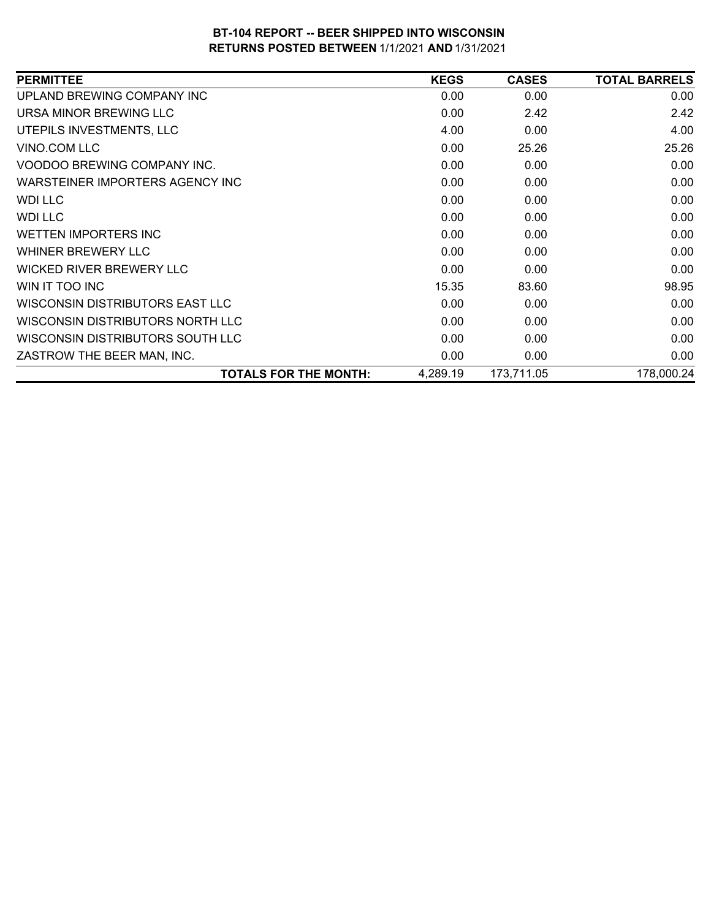**BT-104 REPORT -- BEER SHIPPED INTO WISCONSIN**
**RETURNS POSTED BETWEEN** 1/1/2021 **AND** 1/31/2021

| PERMITTEE | KEGS | CASES | TOTAL BARRELS |
|---|---|---|---|
| UPLAND BREWING COMPANY INC | 0.00 | 0.00 | 0.00 |
| URSA MINOR BREWING LLC | 0.00 | 2.42 | 2.42 |
| UTEPILS INVESTMENTS, LLC | 4.00 | 0.00 | 4.00 |
| VINO.COM LLC | 0.00 | 25.26 | 25.26 |
| VOODOO BREWING COMPANY INC. | 0.00 | 0.00 | 0.00 |
| WARSTEINER IMPORTERS AGENCY INC | 0.00 | 0.00 | 0.00 |
| WDI LLC | 0.00 | 0.00 | 0.00 |
| WDI LLC | 0.00 | 0.00 | 0.00 |
| WETTEN IMPORTERS INC | 0.00 | 0.00 | 0.00 |
| WHINER BREWERY LLC | 0.00 | 0.00 | 0.00 |
| WICKED RIVER BREWERY LLC | 0.00 | 0.00 | 0.00 |
| WIN IT TOO INC | 15.35 | 83.60 | 98.95 |
| WISCONSIN DISTRIBUTORS EAST LLC | 0.00 | 0.00 | 0.00 |
| WISCONSIN DISTRIBUTORS NORTH LLC | 0.00 | 0.00 | 0.00 |
| WISCONSIN DISTRIBUTORS SOUTH LLC | 0.00 | 0.00 | 0.00 |
| ZASTROW THE BEER MAN, INC. | 0.00 | 0.00 | 0.00 |
| **TOTALS FOR THE MONTH:** | 4,289.19 | 173,711.05 | 178,000.24 |